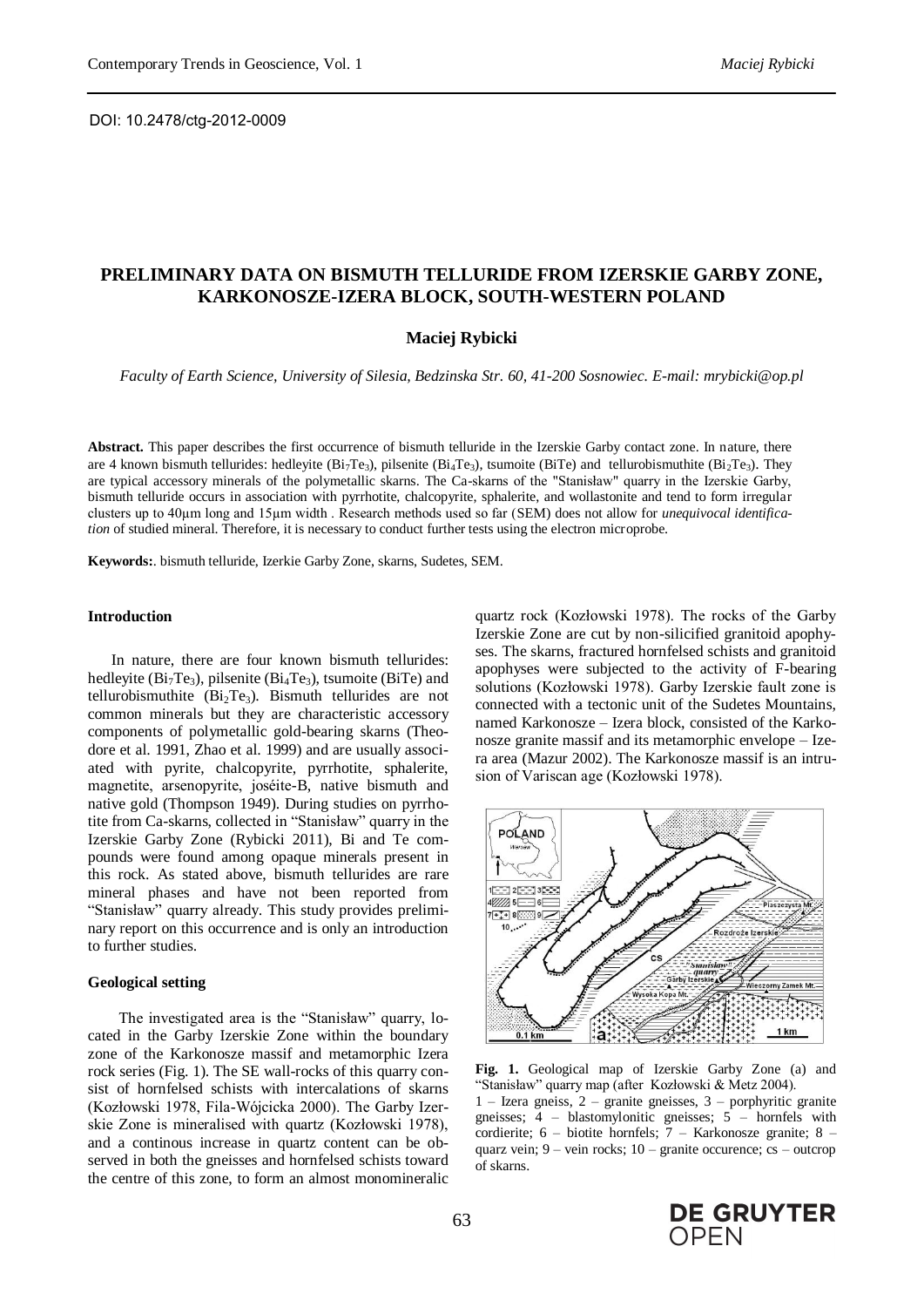DOI: 10.2478/ctg-2012-0009

# PRELIMINARY DATA ON BISMUTH TELLURIDE FROM IZERSKIE GARBY ZONE, KARKONOSZE-IZERA BLOCK, SOUTH-WESTERN POLAND

**Maciej Rybicki**

*Faculty of Earth Science, University of Silesia, Bedzinska Str. 60, 41-200 Sosnowiec. E-mail: mrybicki@op.pl*

**Abstract.** This paper describes the first occurrence of bismuth telluride in the Izerskie Garby contact zone. In nature, there are 4 known bismuth tellurides: hedleyite ($Bi_7Te_3$), pilsenite ($Bi_4Te_3$), tsumoite (BiTe) and tellurobismuthite ($Bi_2Te_3$). They are typical accessory minerals of the polymetallic skarns. The Ca-skarns of the "Stanisław" quarry in the Izerskie Garby, bismuth telluride occurs in association with pyrrhotite, chalcopyrite, sphalerite, and wollastonite and tend to form irregular clusters up to 40μm long and 15μm width . Research methods used so far (SEM) does not allow for *unequivocal identification* of studied mineral. Therefore, it is necessary to conduct further tests using the electron microprobe.

**Keywords:**. bismuth telluride, Izerkie Garby Zone, skarns, Sudetes, SEM.

## Introduction

In nature, there are four known bismuth tellurides: hedleyite ($Bi_7Te_3$), pilsenite ($Bi_4Te_3$), tsumoite (BiTe) and tellurobismuthite ($Bi_2Te_3$). Bismuth tellurides are not common minerals but they are characteristic accessory components of polymetallic gold-bearing skarns (Theodore et al. 1991, Zhao et al. 1999) and are usually associated with pyrite, chalcopyrite, pyrrhotite, sphalerite, magnetite, arsenopyrite, joséite-B, native bismuth and native gold (Thompson 1949). During studies on pyrrhotite from Ca-skarns, collected in "Stanisław" quarry in the Izerskie Garby Zone (Rybicki 2011), Bi and Te compounds were found among opaque minerals present in this rock. As stated above, bismuth tellurides are rare mineral phases and have not been reported from "Stanisław" quarry already. This study provides preliminary report on this occurrence and is only an introduction to further studies.

## Geological setting

The investigated area is the "Stanisław" quarry, located in the Garby Izerskie Zone within the boundary zone of the Karkonosze massif and metamorphic Izera rock series (Fig. 1). The SE wall-rocks of this quarry consist of hornfelsed schists with intercalations of skarns (Kozłowski 1978, Fila-Wójcicka 2000). The Garby Izerskie Zone is mineralised with quartz (Kozłowski 1978), and a continous increase in quartz content can be observed in both the gneisses and hornfelsed schists toward the centre of this zone, to form an almost monomineralic quartz rock (Kozłowski 1978). The rocks of the Garby Izerskie Zone are cut by non-silicified granitoid apophyses. The skarns, fractured hornfelsed schists and granitoid apophyses were subjected to the activity of F-bearing solutions (Kozłowski 1978). Garby Izerskie fault zone is connected with a tectonic unit of the Sudetes Mountains, named Karkonosze – Izera block, consisted of the Karkonosze granite massif and its metamorphic envelope – Izera area (Mazur 2002). The Karkonosze massif is an intrusion of Variscan age (Kozłowski 1978).

**Fig. 1.** Geological map of Izerskie Garby Zone (a) and "Stanisław" quarry map (after Kozłowski & Metz 2004). 1 – Izera gneiss, 2 – granite gneisses, 3 – porphyritic granite gneisses; 4 – blastomylonitic gneisses; 5 – hornfels with cordierite; 6 – biotite hornfels; 7 – Karkonosze granite; 8 – quarz vein; 9 – vein rocks; 10 – granite occurence; cs – outcrop of skarns.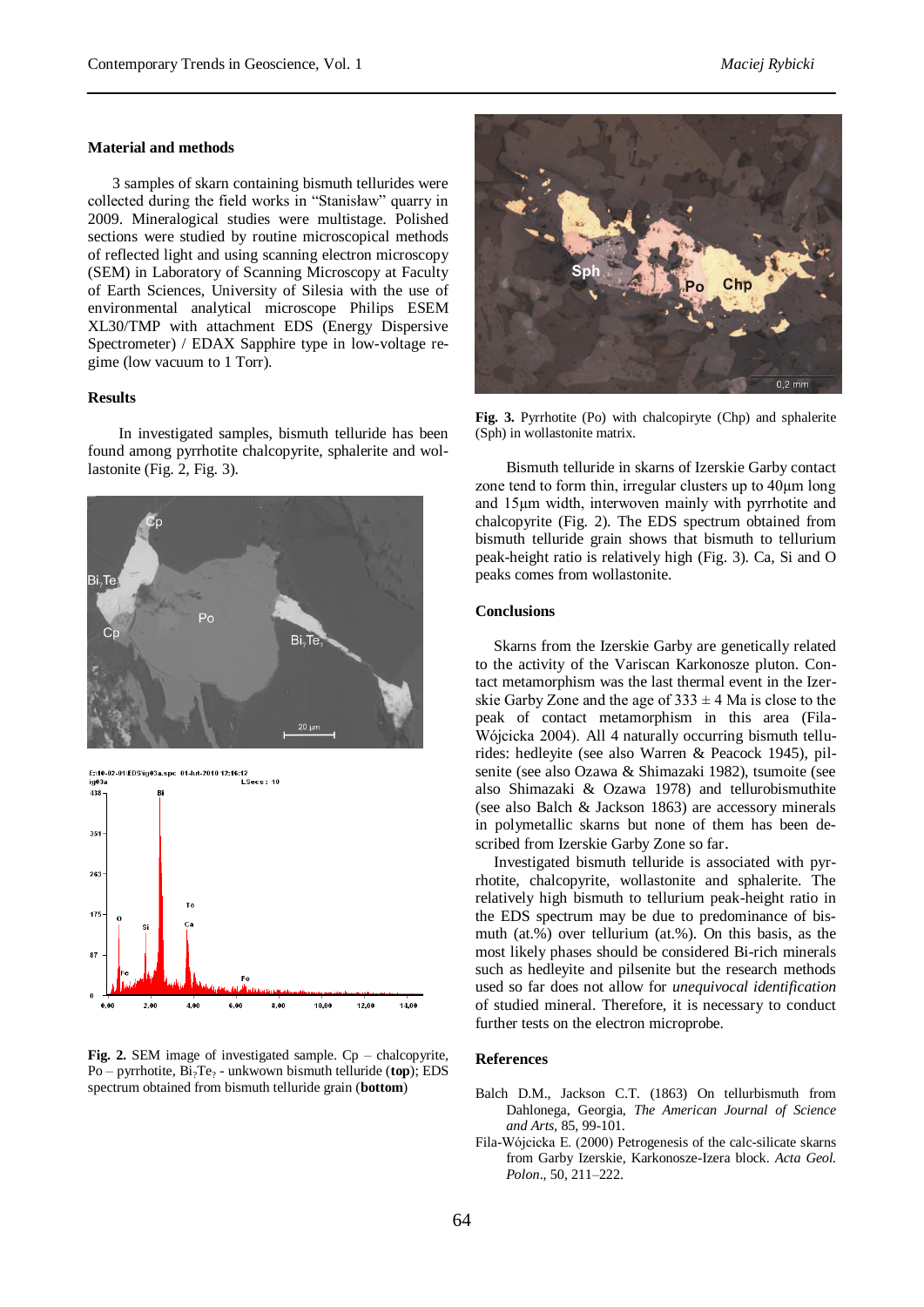## Material and methods

3 samples of skarn containing bismuth tellurides were collected during the field works in "Stanisław" quarry in 2009. Mineralogical studies were multistage. Polished sections were studied by routine microscopical methods of reflected light and using scanning electron microscopy (SEM) in Laboratory of Scanning Microscopy at Faculty of Earth Sciences, University of Silesia with the use of environmental analytical microscope Philips ESEM XL30/TMP with attachment EDS (Energy Dispersive Spectrometer) / EDAX Sapphire type in low-voltage regime (low vacuum to 1 Torr).

## Results

In investigated samples, bismuth telluride has been found among pyrrhotite chalcopyrite, sphalerite and wollastonite (Fig. 2, Fig. 3).

**Fig. 2.** SEM image of investigated sample. Cp – chalcopyrite, Po – pyrrhotite, $Bi_?Te_?$ - unkwown bismuth telluride (**top**); EDS spectrum obtained from bismuth telluride grain (**bottom**)

**Fig. 3.** Pyrrhotite (Po) with chalcopiryte (Chp) and sphalerite (Sph) in wollastonite matrix.

Bismuth telluride in skarns of Izerskie Garby contact zone tend to form thin, irregular clusters up to 40μm long and 15μm width, interwoven mainly with pyrrhotite and chalcopyrite (Fig. 2). The EDS spectrum obtained from bismuth telluride grain shows that bismuth to tellurium peak-height ratio is relatively high (Fig. 3). Ca, Si and O peaks comes from wollastonite.

## Conclusions

Skarns from the Izerskie Garby are genetically related to the activity of the Variscan Karkonosze pluton. Contact metamorphism was the last thermal event in the Izerskie Garby Zone and the age of 333 ± 4 Ma is close to the peak of contact metamorphism in this area (Fila-Wójcicka 2004). All 4 naturally occurring bismuth tellurides: hedleyite (see also Warren & Peacock 1945), pilsenite (see also Ozawa & Shimazaki 1982), tsumoite (see also Shimazaki & Ozawa 1978) and tellurobismuthite (see also Balch & Jackson 1863) are accessory minerals in polymetallic skarns but none of them has been described from Izerskie Garby Zone so far.

Investigated bismuth telluride is associated with pyrrhotite, chalcopyrite, wollastonite and sphalerite. The relatively high bismuth to tellurium peak-height ratio in the EDS spectrum may be due to predominance of bismuth (at.%) over tellurium (at.%). On this basis, as the most likely phases should be considered Bi-rich minerals such as hedleyite and pilsenite but the research methods used so far does not allow for *unequivocal identification* of studied mineral. Therefore, it is necessary to conduct further tests on the electron microprobe.

## References

Balch D.M., Jackson C.T. (1863) On tellurbismuth from Dahlonega, Georgia, *The American Journal of Science and Arts*, 85, 99-101.

Fila-Wójcicka E. (2000) Petrogenesis of the calc-silicate skarns from Garby Izerskie, Karkonosze-Izera block. *Acta Geol. Polon*., 50, 211–222.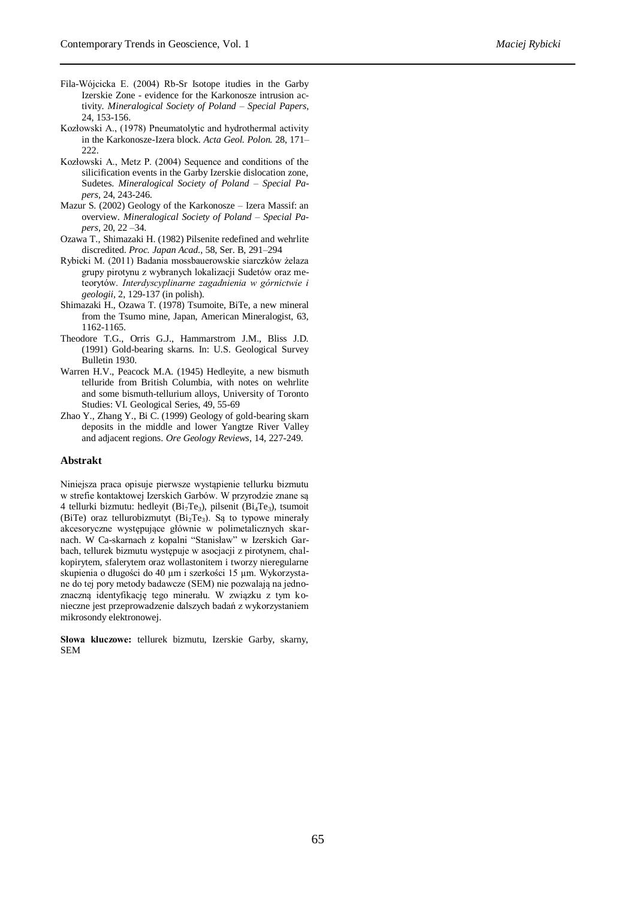Fila-Wójcicka E. (2004) Rb-Sr Isotope itudies in the Garby Izerskie Zone - evidence for the Karkonosze intrusion activity. *Mineralogical Society of Poland – Special Papers*, 24, 153-156.

Kozłowski A., (1978) Pneumatolytic and hydrothermal activity in the Karkonosze-Izera block. *Acta Geol. Polon.* 28, 171–222.

Kozłowski A., Metz P. (2004) Sequence and conditions of the silicification events in the Garby Izerskie dislocation zone, Sudetes. *Mineralogical Society of Poland – Special Papers*, 24, 243-246.

Mazur S. (2002) Geology of the Karkonosze – Izera Massif: an overview. *Mineralogical Society of Poland – Special Papers*, 20, 22 –34.

Ozawa T., Shimazaki H. (1982) Pilsenite redefined and wehrlite discredited. *Proc. Japan Acad.*, 58, Ser. B, 291–294

Rybicki M. (2011) Badania mossbauerowskie siarczków żelaza grupy pirotynu z wybranych lokalizacji Sudetów oraz meteorytów. *Interdyscyplinarne zagadnienia w górnictwie i geologii*, 2, 129-137 (in polish).

Shimazaki H., Ozawa T. (1978) Tsumoite, BiTe, a new mineral from the Tsumo mine, Japan, American Mineralogist, 63, 1162-1165.

Theodore T.G., Orris G.J., Hammarstrom J.M., Bliss J.D. (1991) Gold-bearing skarns. In: U.S. Geological Survey Bulletin 1930.

Warren H.V., Peacock M.A. (1945) Hedleyite, a new bismuth telluride from British Columbia, with notes on wehrlite and some bismuth-tellurium alloys, University of Toronto Studies: VI. Geological Series, 49, 55-69

Zhao Y., Zhang Y., Bi C. (1999) Geology of gold-bearing skarn deposits in the middle and lower Yangtze River Valley and adjacent regions. *Ore Geology Reviews*, 14, 227-249.

## Abstrakt

Niniejsza praca opisuje pierwsze wystąpienie tellurku bizmutu w strefie kontaktowej Izerskich Garbów. W przyrodzie znane są 4 tellurki bizmutu: hedleyit ($Bi_7Te_3$), pilsenit ($Bi_4Te_3$), tsumoit (BiTe) oraz tellurobizmutyt ($Bi_2Te_3$). Są to typowe minerały akcesoryczne występujące głównie w polimetalicznych skarnach. W Ca-skarnach z kopalni "Stanisław" w Izerskich Garbach, tellurek bizmutu występuje w asocjacji z pirotynem, chalkopirytem, sfalerytem oraz wollastonitem i tworzy nieregularne skupienia o długości do 40 µm i szerkości 15 µm. Wykorzystane do tej pory metody badawcze (SEM) nie pozwalają na jednoznaczną identyfikację tego minerału. W związku z tym konieczne jest przeprowadzenie dalszych badań z wykorzystaniem mikrosondy elektronowej.

**Słowa kluczowe:** tellurek bizmutu, Izerskie Garby, skarny, SEM